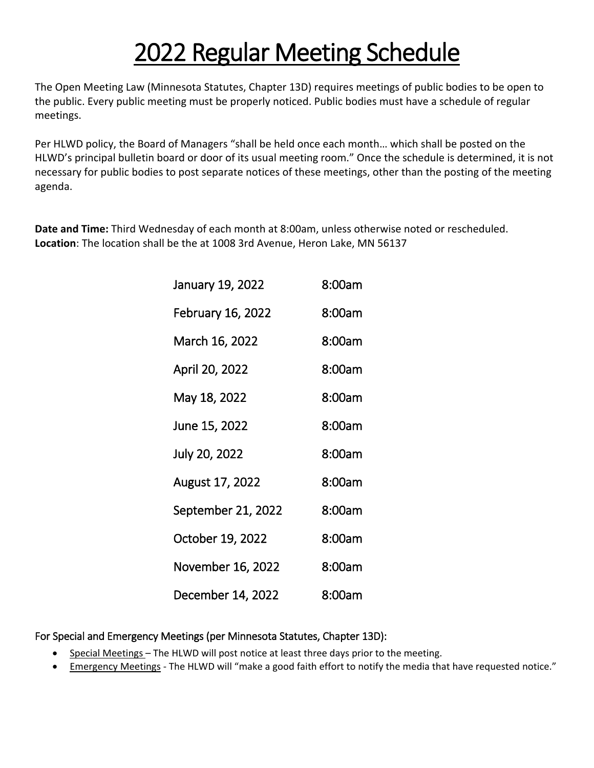# 2022 Regular Meeting Schedule

The Open Meeting Law (Minnesota Statutes, Chapter 13D) requires meetings of public bodies to be open to the public. Every public meeting must be properly noticed. Public bodies must have a schedule of regular meetings.

Per HLWD policy, the Board of Managers "shall be held once each month… which shall be posted on the HLWD's principal bulletin board or door of its usual meeting room." Once the schedule is determined, it is not necessary for public bodies to post separate notices of these meetings, other than the posting of the meeting agenda.

**Date and Time:** Third Wednesday of each month at 8:00am, unless otherwise noted or rescheduled.
**Location**: The location shall be the at 1008 3rd Avenue, Heron Lake, MN 56137

| Date | Time |
|---|---|
| January 19, 2022 | 8:00am |
| February 16, 2022 | 8:00am |
| March 16, 2022 | 8:00am |
| April 20, 2022 | 8:00am |
| May 18, 2022 | 8:00am |
| June 15, 2022 | 8:00am |
| July 20, 2022 | 8:00am |
| August 17, 2022 | 8:00am |
| September 21, 2022 | 8:00am |
| October 19, 2022 | 8:00am |
| November 16, 2022 | 8:00am |
| December 14, 2022 | 8:00am |

For Special and Emergency Meetings (per Minnesota Statutes, Chapter 13D):

- Special Meetings – The HLWD will post notice at least three days prior to the meeting.
- Emergency Meetings - The HLWD will "make a good faith effort to notify the media that have requested notice."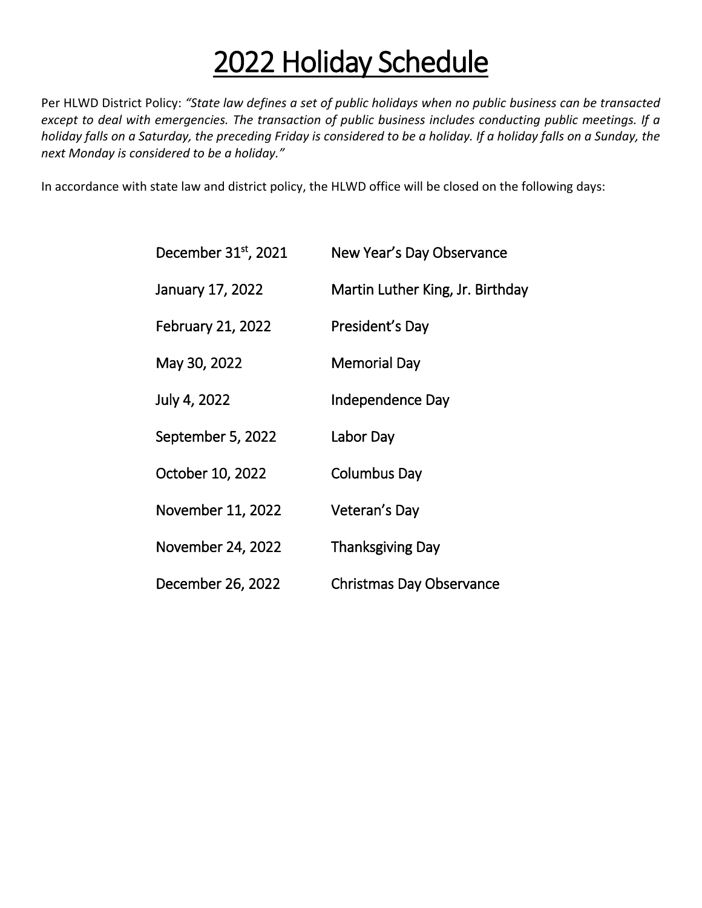# 2022 Holiday Schedule

Per HLWD District Policy: *"State law defines a set of public holidays when no public business can be transacted except to deal with emergencies. The transaction of public business includes conducting public meetings. If a holiday falls on a Saturday, the preceding Friday is considered to be a holiday. If a holiday falls on a Sunday, the next Monday is considered to be a holiday."*

In accordance with state law and district policy, the HLWD office will be closed on the following days:

| | |
|---|---|
| December 31st, 2021 | New Year's Day Observance |
| January 17, 2022 | Martin Luther King, Jr. Birthday |
| February 21, 2022 | President's Day |
| May 30, 2022 | Memorial Day |
| July 4, 2022 | Independence Day |
| September 5, 2022 | Labor Day |
| October 10, 2022 | Columbus Day |
| November 11, 2022 | Veteran's Day |
| November 24, 2022 | Thanksgiving Day |
| December 26, 2022 | Christmas Day Observance |